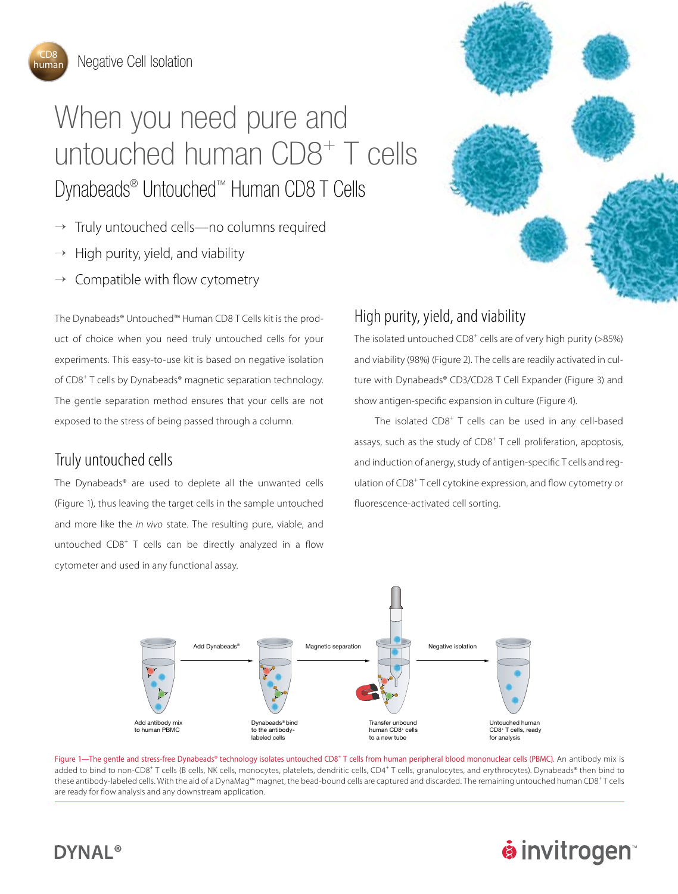CD8 human

Negative Cell Isolation

# When you need pure and untouched human CD8$^{+}$ T cells

## Dynabeads® Untouched™ Human CD8 T Cells

→ Truly untouched cells—no columns required

→ High purity, yield, and viability

→ Compatible with flow cytometry

The Dynabeads® Untouched™ Human CD8 T Cells kit is the product of choice when you need truly untouched cells for your experiments. This easy-to-use kit is based on negative isolation of CD8$^{+}$ T cells by Dynabeads® magnetic separation technology. The gentle separation method ensures that your cells are not exposed to the stress of being passed through a column.

## Truly untouched cells

The Dynabeads® are used to deplete all the unwanted cells (Figure 1), thus leaving the target cells in the sample untouched and more like the *in vivo* state. The resulting pure, viable, and untouched CD8$^{+}$ T cells can be directly analyzed in a flow cytometer and used in any functional assay.

## High purity, yield, and viability

The isolated untouched CD8$^{+}$ cells are of very high purity (>85%) and viability (98%) (Figure 2). The cells are readily activated in culture with Dynabeads® CD3/CD28 T Cell Expander (Figure 3) and show antigen-specific expansion in culture (Figure 4).

The isolated CD8$^{+}$ T cells can be used in any cell-based assays, such as the study of CD8$^{+}$ T cell proliferation, apoptosis, and induction of anergy, study of antigen-specific T cells and regulation of CD8$^{+}$ T cell cytokine expression, and flow cytometry or fluorescence-activated cell sorting.

Add Dynabeads®

Magnetic separation

Negative isolation

Add antibody mix to human PBMC

Dynabeads® bind to the antibody-labeled cells

Transfer unbound human CD8$^{+}$ cells to a new tube

Untouched human CD8$^{+}$ T cells, ready for analysis

Figure 1—The gentle and stress-free Dynabeads® technology isolates untouched CD8$^{+}$ T cells from human peripheral blood mononuclear cells (PBMC). An antibody mix is added to bind to non-CD8$^{+}$ T cells (B cells, NK cells, monocytes, platelets, dendritic cells, CD4$^{+}$ T cells, granulocytes, and erythrocytes). Dynabeads® then bind to these antibody-labeled cells. With the aid of a DynaMag™ magnet, the bead-bound cells are captured and discarded. The remaining untouched human CD8$^{+}$ T cells are ready for flow analysis and any downstream application.

DYNAL®

invitrogen™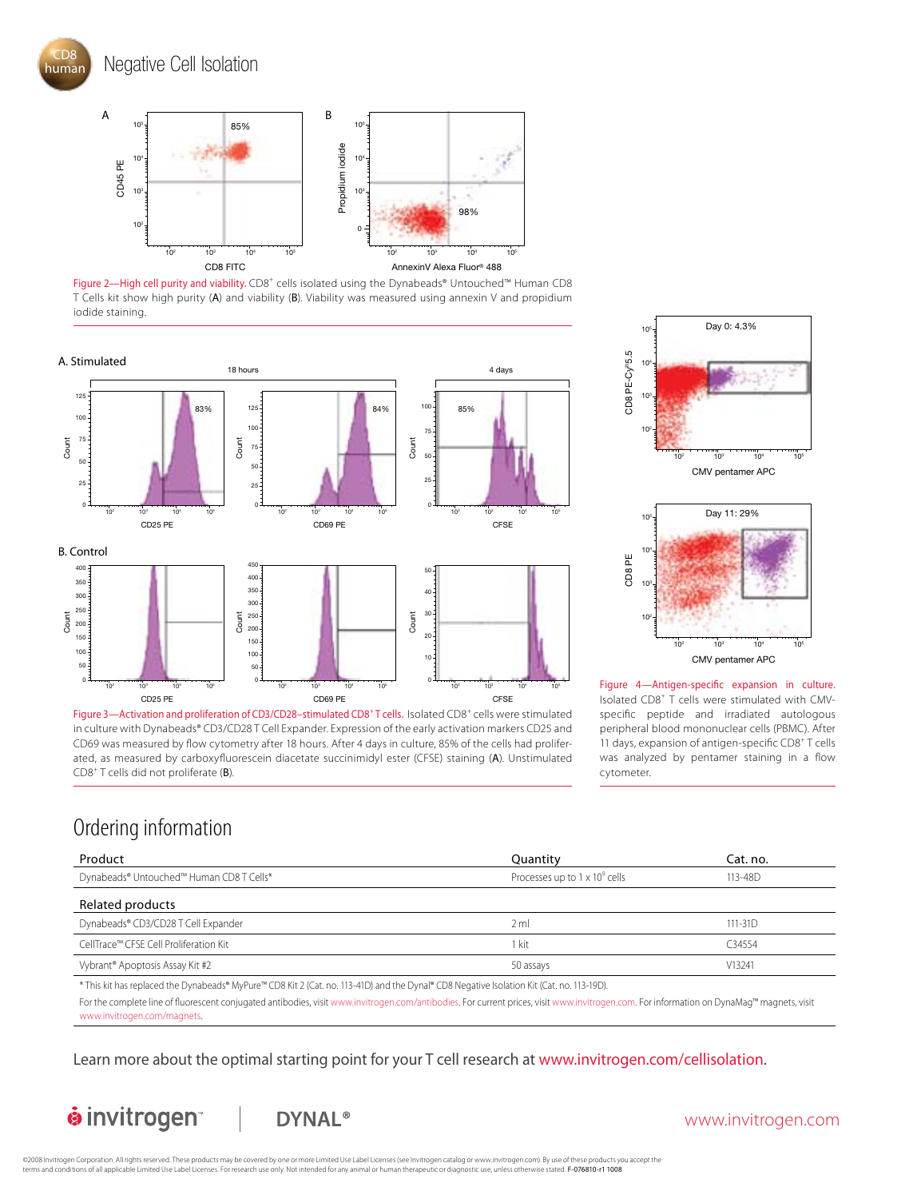CD8 human

# Negative Cell Isolation

A

85%

CD45 PE

CD8 FITC

B

98%

Propidium iodide

AnnexinV Alexa Fluor® 488

Figure 2—High cell purity and viability. CD8+ cells isolated using the Dynabeads® Untouched™ Human CD8 T Cells kit show high purity (A) and viability (B). Viability was measured using annexin V and propidium iodide staining.

A. Stimulated

18 hours

4 days

83%

84%

85%

Count

CD25 PE

CD69 PE

CFSE

B. Control

Count

CD25 PE

CD69 PE

CFSE

Figure 3—Activation and proliferation of CD3/CD28–stimulated CD8+ T cells. Isolated CD8+ cells were stimulated in culture with Dynabeads® CD3/CD28 T Cell Expander. Expression of the early activation markers CD25 and CD69 was measured by flow cytometry after 18 hours. After 4 days in culture, 85% of the cells had proliferated, as measured by carboxyfluorescein diacetate succinimidyl ester (CFSE) staining (A). Unstimulated CD8+ T cells did not proliferate (B).

Day 0: 4.3%

CD8 PE-Cy®5.5

CMV pentamer APC

Day 11: 29%

CD8 PE

CMV pentamer APC

Figure 4—Antigen-specific expansion in culture. Isolated CD8+ T cells were stimulated with CMV-specific peptide and irradiated autologous peripheral blood mononuclear cells (PBMC). After 11 days, expansion of antigen-specific CD8+ T cells was analyzed by pentamer staining in a flow cytometer.

## Ordering information

| Product | Quantity | Cat. no. |
|---|---|---|
| Dynabeads® Untouched™ Human CD8 T Cells* | Processes up to 1 x $10^9$ cells | 113-48D |
| **Related products** | | |
| Dynabeads® CD3/CD28 T Cell Expander | 2 ml | 111-31D |
| CellTrace™ CFSE Cell Proliferation Kit | 1 kit | C34554 |
| Vybrant® Apoptosis Assay Kit #2 | 50 assays | V13241 |

* This kit has replaced the Dynabeads® MyPure™ CD8 Kit 2 (Cat. no. 113-41D) and the Dynal® CD8 Negative Isolation Kit (Cat. no. 113-19D).

For the complete line of fluorescent conjugated antibodies, visit www.invitrogen.com/antibodies. For current prices, visit www.invitrogen.com. For information on DynaMag™ magnets, visit www.invitrogen.com/magnets.

Learn more about the optimal starting point for your T cell research at www.invitrogen.com/cellisolation.

invitrogen™ | DYNAL® www.invitrogen.com

©2008 Invitrogen Corporation. All rights reserved. These products may be covered by one or more Limited Use Label Licenses (see Invitrogen catalog or www.invitrogen.com). By use of these products you accept the terms and conditions of all applicable Limited Use Label Licenses. For research use only. Not intended for any animal or human therapeutic or diagnostic use, unless otherwise stated. F-076810-r1 1008